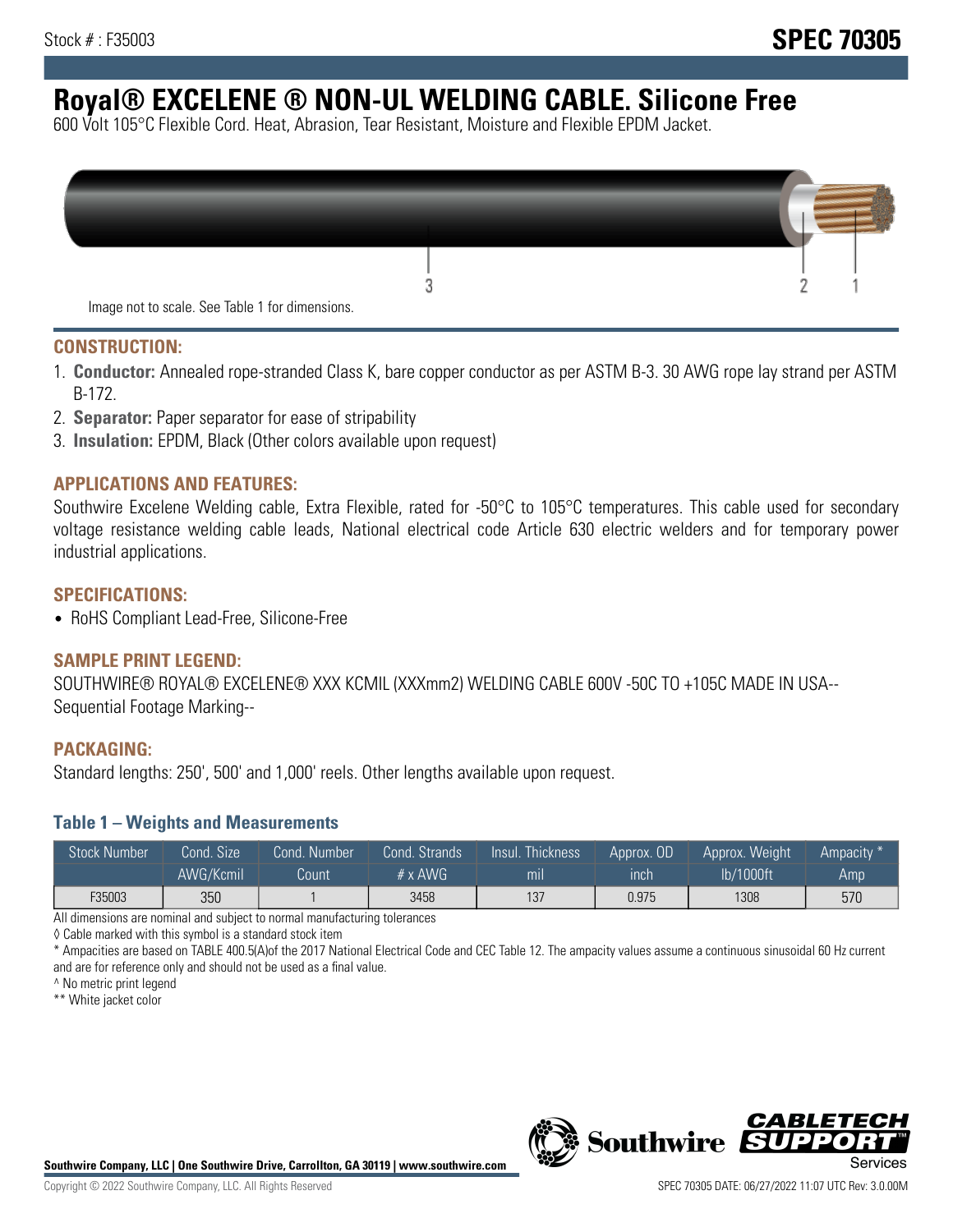Stock # : F35003

# SPEC 70305

# Royal® EXCELENE ® NON-UL WELDING CABLE. Silicone Free

600 Volt 105°C Flexible Cord. Heat, Abrasion, Tear Resistant, Moisture and Flexible EPDM Jacket.

Image not to scale. See Table 1 for dimensions.

## CONSTRUCTION:

1. **Conductor:** Annealed rope-stranded Class K, bare copper conductor as per ASTM B-3. 30 AWG rope lay strand per ASTM B-172.
2. **Separator:** Paper separator for ease of stripability
3. **Insulation:** EPDM, Black (Other colors available upon request)

## APPLICATIONS AND FEATURES:

Southwire Excelene Welding cable, Extra Flexible, rated for -50°C to 105°C temperatures. This cable used for secondary voltage resistance welding cable leads, National electrical code Article 630 electric welders and for temporary power industrial applications.

## SPECIFICATIONS:

- RoHS Compliant Lead-Free, Silicone-Free

## SAMPLE PRINT LEGEND:

SOUTHWIRE® ROYAL® EXCELENE® XXX KCMIL (XXXmm2) WELDING CABLE 600V -50C TO +105C MADE IN USA-- Sequential Footage Marking--

## PACKAGING:

Standard lengths: 250', 500' and 1,000' reels. Other lengths available upon request.

### Table 1 – Weights and Measurements

| Stock Number | Cond. Size | Cond. Number | Cond. Strands | Insul. Thickness | Approx. OD | Approx. Weight | Ampacity * |
|---|---|---|---|---|---|---|---|
| | AWG/Kcmil | Count | # x AWG | mil | inch | lb/1000ft | Amp |
| F35003 | 350 | 1 | 3458 | 137 | 0.975 | 1308 | 570 |

All dimensions are nominal and subject to normal manufacturing tolerances

◊ Cable marked with this symbol is a standard stock item

* Ampacities are based on TABLE 400.5(A)of the 2017 National Electrical Code and CEC Table 12. The ampacity values assume a continuous sinusoidal 60 Hz current and are for reference only and should not be used as a final value.

^ No metric print legend

** White jacket color

Southwire Company, LLC | One Southwire Drive, Carrollton, GA 30119 | www.southwire.com

Copyright © 2022 Southwire Company, LLC. All Rights Reserved

SPEC 70305 DATE: 06/27/2022 11:07 UTC Rev: 3.0.00M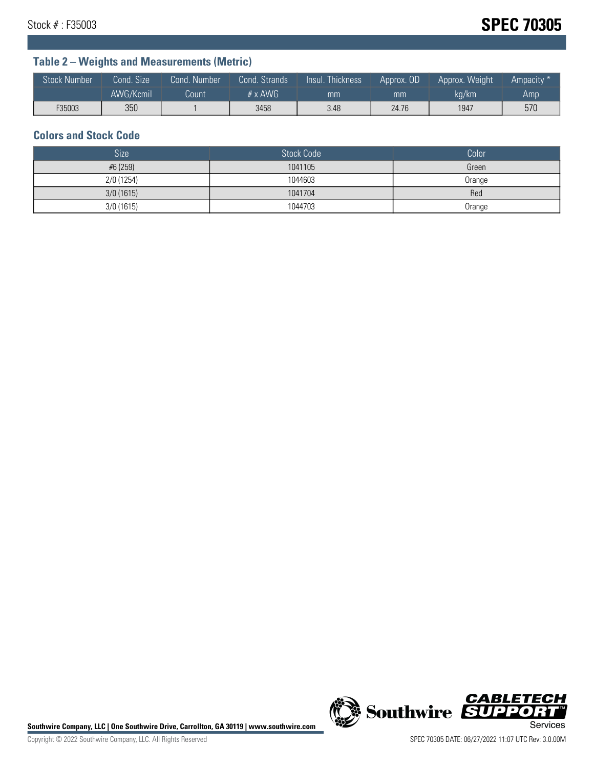## Table 2 – Weights and Measurements (Metric)

| Stock Number | Cond. Size | Cond. Number | Cond. Strands | Insul. Thickness | Approx. OD | Approx. Weight | Ampacity * |
|---|---|---|---|---|---|---|---|
| | AWG/Kcmil | Count | # x AWG | mm | mm | kg/km | Amp |
| F35003 | 350 | 1 | 3458 | 3.48 | 24.76 | 1947 | 570 |

## Colors and Stock Code

| Size | Stock Code | Color |
|---|---|---|
| #6 (259) | 1041105 | Green |
| 2/0 (1254) | 1044603 | Orange |
| 3/0 (1615) | 1041704 | Red |
| 3/0 (1615) | 1044703 | Orange |